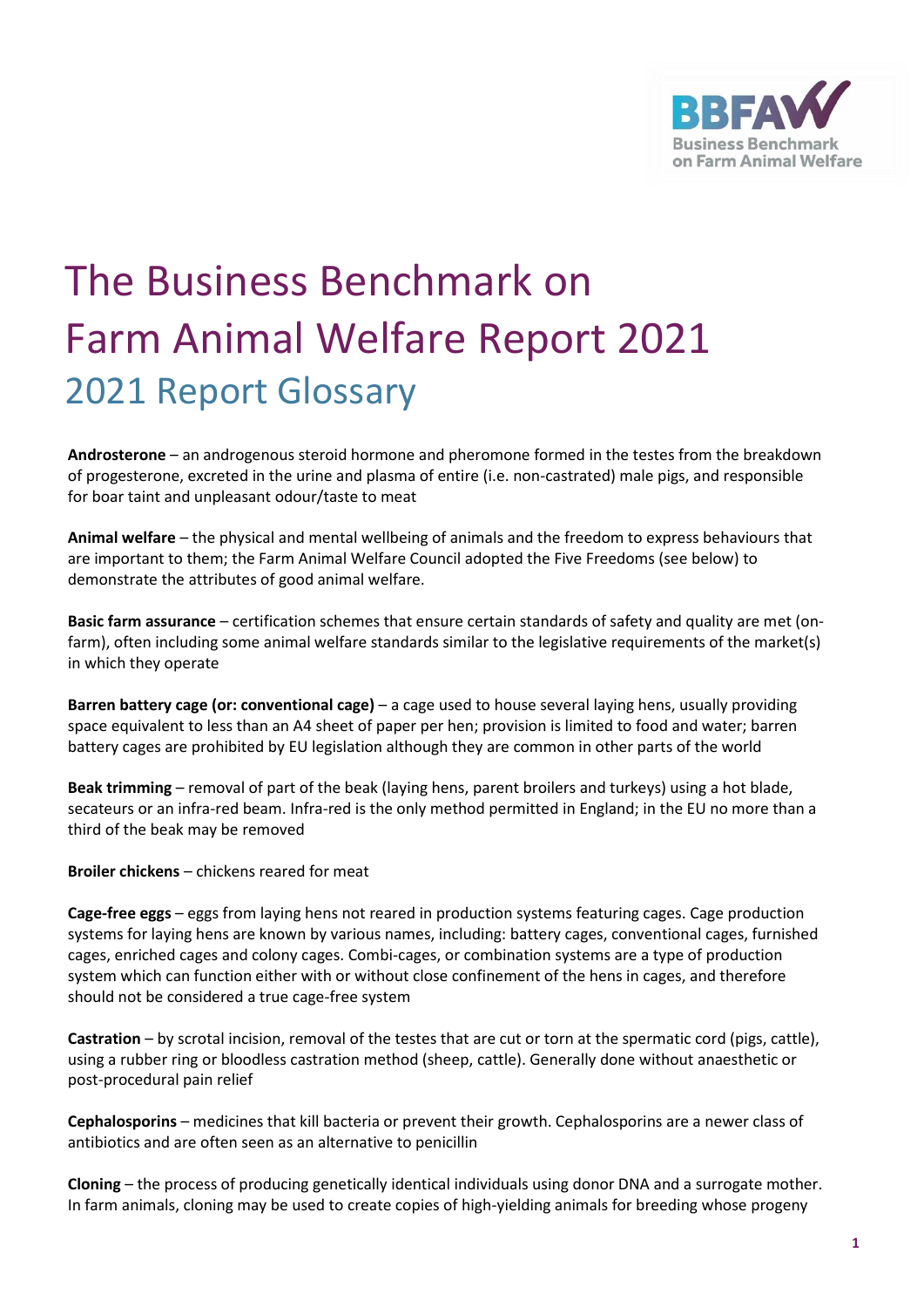# The Business Benchmark on Farm Animal Welfare Report 2021

## 2021 Report Glossary

**Androsterone** – an androgenous steroid hormone and pheromone formed in the testes from the breakdown of progesterone, excreted in the urine and plasma of entire (i.e. non-castrated) male pigs, and responsible for boar taint and unpleasant odour/taste to meat

**Animal welfare** – the physical and mental wellbeing of animals and the freedom to express behaviours that are important to them; the Farm Animal Welfare Council adopted the Five Freedoms (see below) to demonstrate the attributes of good animal welfare.

**Basic farm assurance** – certification schemes that ensure certain standards of safety and quality are met (on-farm), often including some animal welfare standards similar to the legislative requirements of the market(s) in which they operate

**Barren battery cage (or: conventional cage)** – a cage used to house several laying hens, usually providing space equivalent to less than an A4 sheet of paper per hen; provision is limited to food and water; barren battery cages are prohibited by EU legislation although they are common in other parts of the world

**Beak trimming** – removal of part of the beak (laying hens, parent broilers and turkeys) using a hot blade, secateurs or an infra-red beam. Infra-red is the only method permitted in England; in the EU no more than a third of the beak may be removed

**Broiler chickens** – chickens reared for meat

**Cage-free eggs** – eggs from laying hens not reared in production systems featuring cages. Cage production systems for laying hens are known by various names, including: battery cages, conventional cages, furnished cages, enriched cages and colony cages. Combi-cages, or combination systems are a type of production system which can function either with or without close confinement of the hens in cages, and therefore should not be considered a true cage-free system

**Castration** – by scrotal incision, removal of the testes that are cut or torn at the spermatic cord (pigs, cattle), using a rubber ring or bloodless castration method (sheep, cattle). Generally done without anaesthetic or post-procedural pain relief

**Cephalosporins** – medicines that kill bacteria or prevent their growth. Cephalosporins are a newer class of antibiotics and are often seen as an alternative to penicillin

**Cloning** – the process of producing genetically identical individuals using donor DNA and a surrogate mother. In farm animals, cloning may be used to create copies of high-yielding animals for breeding whose progeny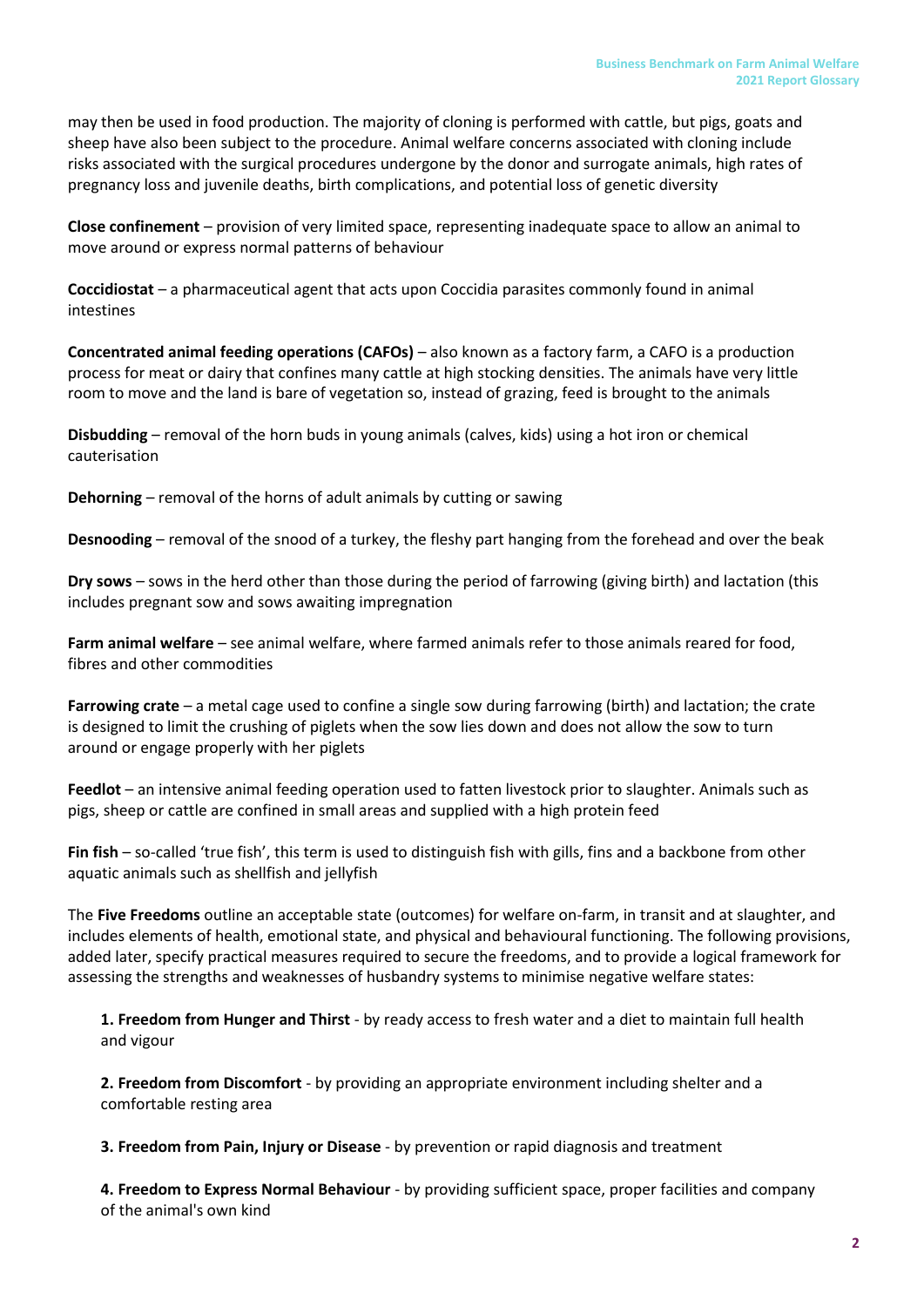may then be used in food production. The majority of cloning is performed with cattle, but pigs, goats and sheep have also been subject to the procedure. Animal welfare concerns associated with cloning include risks associated with the surgical procedures undergone by the donor and surrogate animals, high rates of pregnancy loss and juvenile deaths, birth complications, and potential loss of genetic diversity

**Close confinement** – provision of very limited space, representing inadequate space to allow an animal to move around or express normal patterns of behaviour

**Coccidiostat** – a pharmaceutical agent that acts upon Coccidia parasites commonly found in animal intestines

**Concentrated animal feeding operations (CAFOs)** – also known as a factory farm, a CAFO is a production process for meat or dairy that confines many cattle at high stocking densities. The animals have very little room to move and the land is bare of vegetation so, instead of grazing, feed is brought to the animals

**Disbudding** – removal of the horn buds in young animals (calves, kids) using a hot iron or chemical cauterisation

**Dehorning** – removal of the horns of adult animals by cutting or sawing

**Desnooding** – removal of the snood of a turkey, the fleshy part hanging from the forehead and over the beak

**Dry sows** – sows in the herd other than those during the period of farrowing (giving birth) and lactation (this includes pregnant sow and sows awaiting impregnation

**Farm animal welfare** – see animal welfare, where farmed animals refer to those animals reared for food, fibres and other commodities

**Farrowing crate** – a metal cage used to confine a single sow during farrowing (birth) and lactation; the crate is designed to limit the crushing of piglets when the sow lies down and does not allow the sow to turn around or engage properly with her piglets

**Feedlot** – an intensive animal feeding operation used to fatten livestock prior to slaughter. Animals such as pigs, sheep or cattle are confined in small areas and supplied with a high protein feed

**Fin fish** – so-called 'true fish', this term is used to distinguish fish with gills, fins and a backbone from other aquatic animals such as shellfish and jellyfish

The **Five Freedoms** outline an acceptable state (outcomes) for welfare on-farm, in transit and at slaughter, and includes elements of health, emotional state, and physical and behavioural functioning. The following provisions, added later, specify practical measures required to secure the freedoms, and to provide a logical framework for assessing the strengths and weaknesses of husbandry systems to minimise negative welfare states:

**1. Freedom from Hunger and Thirst** - by ready access to fresh water and a diet to maintain full health and vigour

**2. Freedom from Discomfort** - by providing an appropriate environment including shelter and a comfortable resting area

**3. Freedom from Pain, Injury or Disease** - by prevention or rapid diagnosis and treatment

**4. Freedom to Express Normal Behaviour** - by providing sufficient space, proper facilities and company of the animal's own kind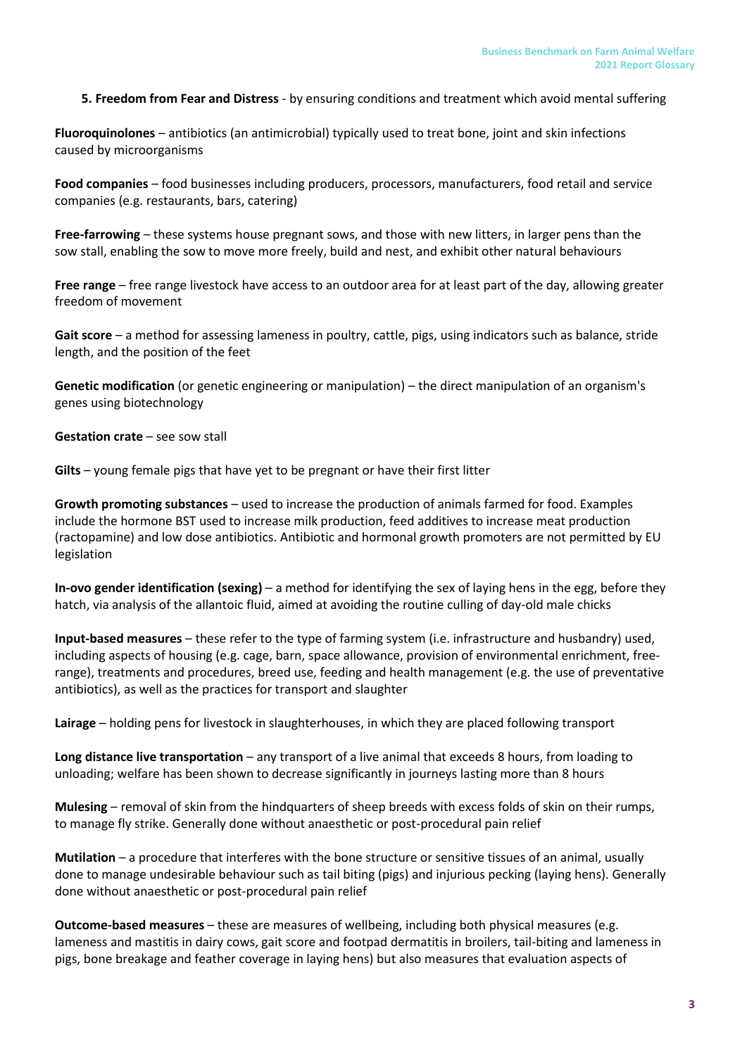**5. Freedom from Fear and Distress** - by ensuring conditions and treatment which avoid mental suffering

**Fluoroquinolones** – antibiotics (an antimicrobial) typically used to treat bone, joint and skin infections caused by microorganisms

**Food companies** – food businesses including producers, processors, manufacturers, food retail and service companies (e.g. restaurants, bars, catering)

**Free-farrowing** – these systems house pregnant sows, and those with new litters, in larger pens than the sow stall, enabling the sow to move more freely, build and nest, and exhibit other natural behaviours

**Free range** – free range livestock have access to an outdoor area for at least part of the day, allowing greater freedom of movement

**Gait score** – a method for assessing lameness in poultry, cattle, pigs, using indicators such as balance, stride length, and the position of the feet

**Genetic modification** (or genetic engineering or manipulation) – the direct manipulation of an organism's genes using biotechnology

**Gestation crate** – see sow stall

**Gilts** – young female pigs that have yet to be pregnant or have their first litter

**Growth promoting substances** – used to increase the production of animals farmed for food. Examples include the hormone BST used to increase milk production, feed additives to increase meat production (ractopamine) and low dose antibiotics. Antibiotic and hormonal growth promoters are not permitted by EU legislation

**In-ovo gender identification (sexing)** – a method for identifying the sex of laying hens in the egg, before they hatch, via analysis of the allantoic fluid, aimed at avoiding the routine culling of day-old male chicks

**Input-based measures** – these refer to the type of farming system (i.e. infrastructure and husbandry) used, including aspects of housing (e.g. cage, barn, space allowance, provision of environmental enrichment, free-range), treatments and procedures, breed use, feeding and health management (e.g. the use of preventative antibiotics), as well as the practices for transport and slaughter

**Lairage** – holding pens for livestock in slaughterhouses, in which they are placed following transport

**Long distance live transportation** – any transport of a live animal that exceeds 8 hours, from loading to unloading; welfare has been shown to decrease significantly in journeys lasting more than 8 hours

**Mulesing** – removal of skin from the hindquarters of sheep breeds with excess folds of skin on their rumps, to manage fly strike. Generally done without anaesthetic or post-procedural pain relief

**Mutilation** – a procedure that interferes with the bone structure or sensitive tissues of an animal, usually done to manage undesirable behaviour such as tail biting (pigs) and injurious pecking (laying hens). Generally done without anaesthetic or post-procedural pain relief

**Outcome-based measures** – these are measures of wellbeing, including both physical measures (e.g. lameness and mastitis in dairy cows, gait score and footpad dermatitis in broilers, tail-biting and lameness in pigs, bone breakage and feather coverage in laying hens) but also measures that evaluation aspects of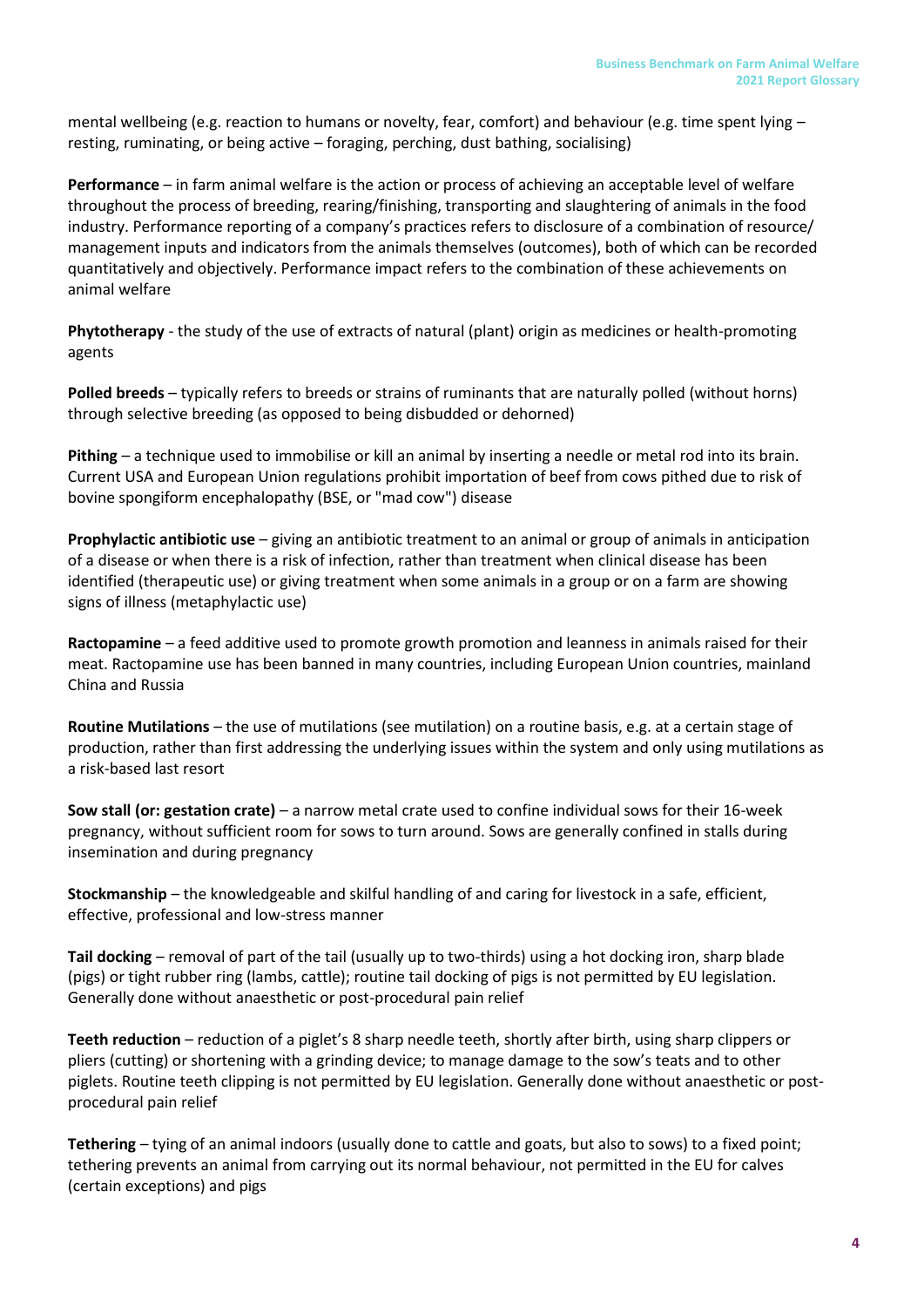mental wellbeing (e.g. reaction to humans or novelty, fear, comfort) and behaviour (e.g. time spent lying – resting, ruminating, or being active – foraging, perching, dust bathing, socialising)

**Performance** – in farm animal welfare is the action or process of achieving an acceptable level of welfare throughout the process of breeding, rearing/finishing, transporting and slaughtering of animals in the food industry. Performance reporting of a company's practices refers to disclosure of a combination of resource/ management inputs and indicators from the animals themselves (outcomes), both of which can be recorded quantitatively and objectively. Performance impact refers to the combination of these achievements on animal welfare

**Phytotherapy** - the study of the use of extracts of natural (plant) origin as medicines or health-promoting agents

**Polled breeds** – typically refers to breeds or strains of ruminants that are naturally polled (without horns) through selective breeding (as opposed to being disbudded or dehorned)

**Pithing** – a technique used to immobilise or kill an animal by inserting a needle or metal rod into its brain. Current USA and European Union regulations prohibit importation of beef from cows pithed due to risk of bovine spongiform encephalopathy (BSE, or "mad cow") disease

**Prophylactic antibiotic use** – giving an antibiotic treatment to an animal or group of animals in anticipation of a disease or when there is a risk of infection, rather than treatment when clinical disease has been identified (therapeutic use) or giving treatment when some animals in a group or on a farm are showing signs of illness (metaphylactic use)

**Ractopamine** – a feed additive used to promote growth promotion and leanness in animals raised for their meat. Ractopamine use has been banned in many countries, including European Union countries, mainland China and Russia

**Routine Mutilations** – the use of mutilations (see mutilation) on a routine basis, e.g. at a certain stage of production, rather than first addressing the underlying issues within the system and only using mutilations as a risk-based last resort

**Sow stall (or: gestation crate)** – a narrow metal crate used to confine individual sows for their 16-week pregnancy, without sufficient room for sows to turn around. Sows are generally confined in stalls during insemination and during pregnancy

**Stockmanship** – the knowledgeable and skilful handling of and caring for livestock in a safe, efficient, effective, professional and low-stress manner

**Tail docking** – removal of part of the tail (usually up to two-thirds) using a hot docking iron, sharp blade (pigs) or tight rubber ring (lambs, cattle); routine tail docking of pigs is not permitted by EU legislation. Generally done without anaesthetic or post-procedural pain relief

**Teeth reduction** – reduction of a piglet's 8 sharp needle teeth, shortly after birth, using sharp clippers or pliers (cutting) or shortening with a grinding device; to manage damage to the sow's teats and to other piglets. Routine teeth clipping is not permitted by EU legislation. Generally done without anaesthetic or post-procedural pain relief

**Tethering** – tying of an animal indoors (usually done to cattle and goats, but also to sows) to a fixed point; tethering prevents an animal from carrying out its normal behaviour, not permitted in the EU for calves (certain exceptions) and pigs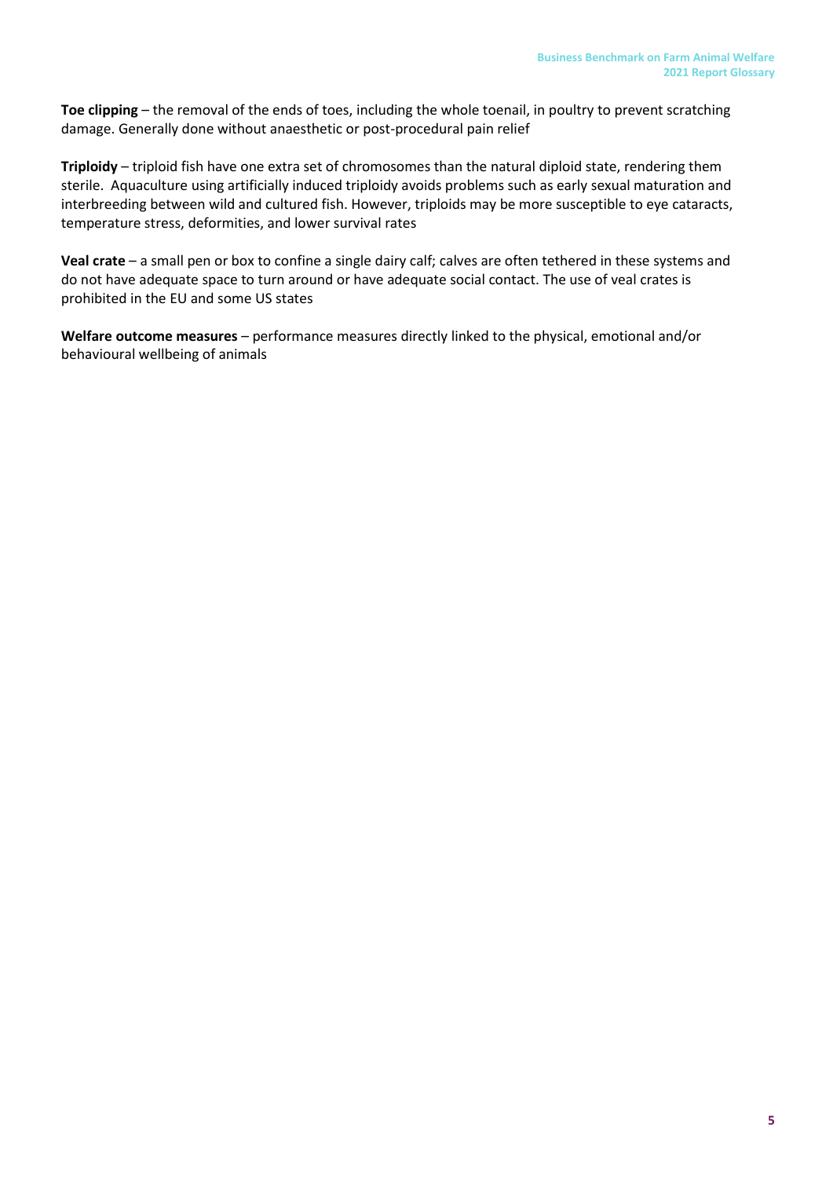**Toe clipping** – the removal of the ends of toes, including the whole toenail, in poultry to prevent scratching damage. Generally done without anaesthetic or post-procedural pain relief

**Triploidy** – triploid fish have one extra set of chromosomes than the natural diploid state, rendering them sterile. Aquaculture using artificially induced triploidy avoids problems such as early sexual maturation and interbreeding between wild and cultured fish. However, triploids may be more susceptible to eye cataracts, temperature stress, deformities, and lower survival rates

**Veal crate** – a small pen or box to confine a single dairy calf; calves are often tethered in these systems and do not have adequate space to turn around or have adequate social contact. The use of veal crates is prohibited in the EU and some US states

**Welfare outcome measures** – performance measures directly linked to the physical, emotional and/or behavioural wellbeing of animals